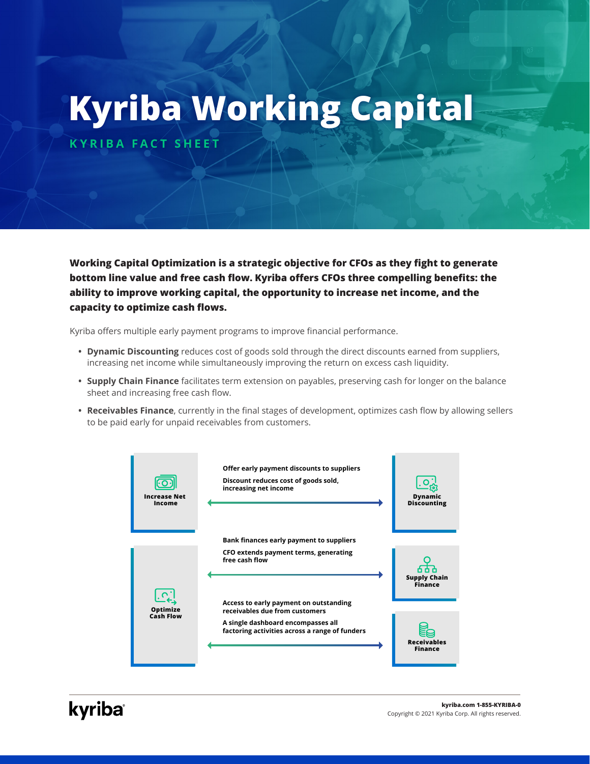# Kyriba Working Capital

## KYRIBA FACT SHEET

**Working Capital Optimization is a strategic objective for CFOs as they fight to generate bottom line value and free cash flow. Kyriba offers CFOs three compelling benefits: the ability to improve working capital, the opportunity to increase net income, and the capacity to optimize cash flows.**

Kyriba offers multiple early payment programs to improve financial performance.

- **Dynamic Discounting** reduces cost of goods sold through the direct discounts earned from suppliers, increasing net income while simultaneously improving the return on excess cash liquidity.
- **Supply Chain Finance** facilitates term extension on payables, preserving cash for longer on the balance sheet and increasing free cash flow.
- **Receivables Finance**, currently in the final stages of development, optimizes cash flow by allowing sellers to be paid early for unpaid receivables from customers.

**Increase Net Income** ↔ **Dynamic Discounting**

- **Offer early payment discounts to suppliers**
- **Discount reduces cost of goods sold, increasing net income**

**Optimize Cash Flow** ↔ **Supply Chain Finance**

- **Bank finances early payment to suppliers**
- **CFO extends payment terms, generating free cash flow**

**Optimize Cash Flow** ↔ **Receivables Finance**

- **Access to early payment on outstanding receivables due from customers**
- **A single dashboard encompasses all factoring activities across a range of funders**

kyriba

**kyriba.com 1-855-KYRIBA-0**
Copyright © 2021 Kyriba Corp. All rights reserved.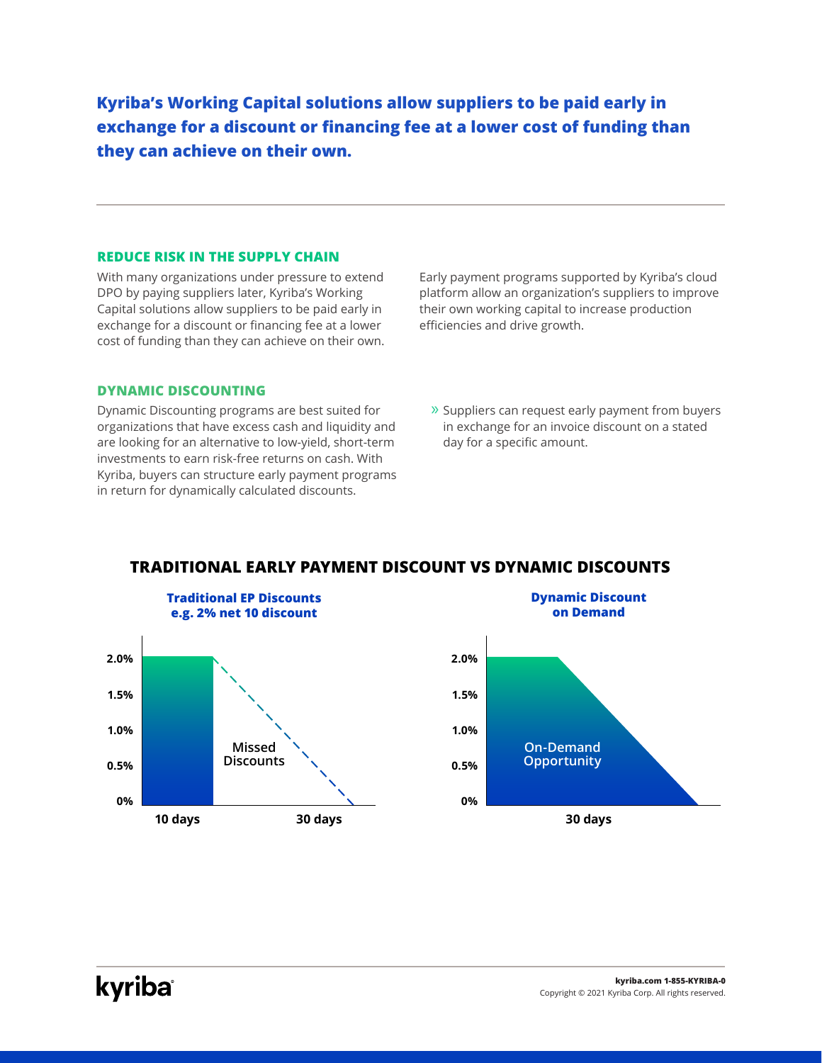**Kyriba's Working Capital solutions allow suppliers to be paid early in exchange for a discount or financing fee at a lower cost of funding than they can achieve on their own.**

---

## REDUCE RISK IN THE SUPPLY CHAIN

With many organizations under pressure to extend DPO by paying suppliers later, Kyriba's Working Capital solutions allow suppliers to be paid early in exchange for a discount or financing fee at a lower cost of funding than they can achieve on their own.

Early payment programs supported by Kyriba's cloud platform allow an organization's suppliers to improve their own working capital to increase production efficiencies and drive growth.

## DYNAMIC DISCOUNTING

Dynamic Discounting programs are best suited for organizations that have excess cash and liquidity and are looking for an alternative to low-yield, short-term investments to earn risk-free returns on cash. With Kyriba, buyers can structure early payment programs in return for dynamically calculated discounts.

- Suppliers can request early payment from buyers in exchange for an invoice discount on a stated day for a specific amount.

## TRADITIONAL EARLY PAYMENT DISCOUNT VS DYNAMIC DISCOUNTS

**Traditional EP Discounts e.g. 2% net 10 discount**

2.0% | 1.5% | 1.0% | 0.5% | 0%

Missed Discounts

10 days | 30 days

**Dynamic Discount on Demand**

2.0% | 1.5% | 1.0% | 0.5% | 0%

On-Demand Opportunity

30 days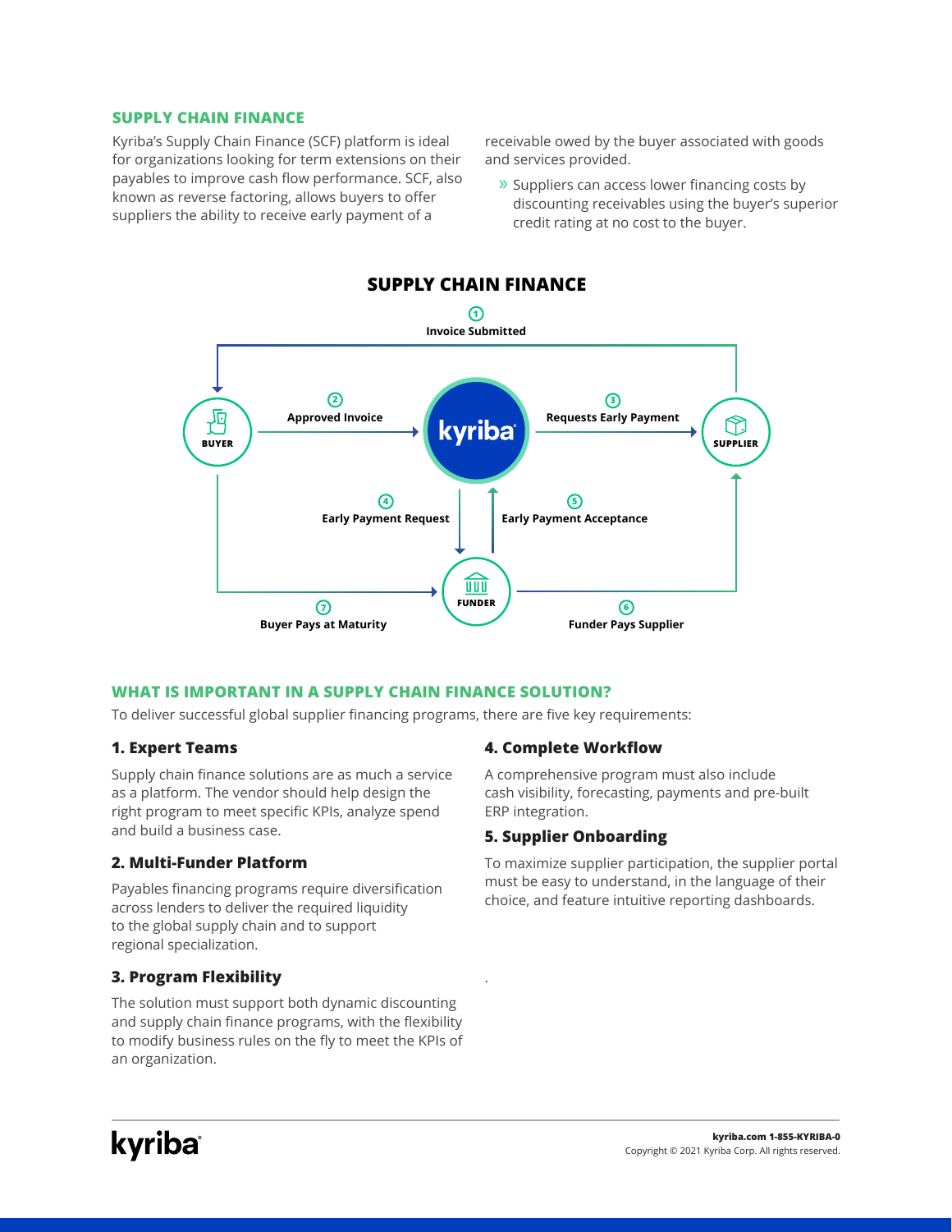## SUPPLY CHAIN FINANCE

Kyriba's Supply Chain Finance (SCF) platform is ideal for organizations looking for term extensions on their payables to improve cash flow performance. SCF, also known as reverse factoring, allows buyers to offer suppliers the ability to receive early payment of a receivable owed by the buyer associated with goods and services provided.

- Suppliers can access lower financing costs by discounting receivables using the buyer's superior credit rating at no cost to the buyer.

### SUPPLY CHAIN FINANCE

1. Invoice Submitted
2. Approved Invoice
3. Requests Early Payment
4. Early Payment Request
5. Early Payment Acceptance
6. Funder Pays Supplier
7. Buyer Pays at Maturity

BUYER · kyriba · SUPPLIER · FUNDER

## WHAT IS IMPORTANT IN A SUPPLY CHAIN FINANCE SOLUTION?

To deliver successful global supplier financing programs, there are five key requirements:

### 1. Expert Teams

Supply chain finance solutions are as much a service as a platform. The vendor should help design the right program to meet specific KPIs, analyze spend and build a business case.

### 2. Multi-Funder Platform

Payables financing programs require diversification across lenders to deliver the required liquidity to the global supply chain and to support regional specialization.

### 3. Program Flexibility

The solution must support both dynamic discounting and supply chain finance programs, with the flexibility to modify business rules on the fly to meet the KPIs of an organization.

### 4. Complete Workflow

A comprehensive program must also include cash visibility, forecasting, payments and pre-built ERP integration.

### 5. Supplier Onboarding

To maximize supplier participation, the supplier portal must be easy to understand, in the language of their choice, and feature intuitive reporting dashboards.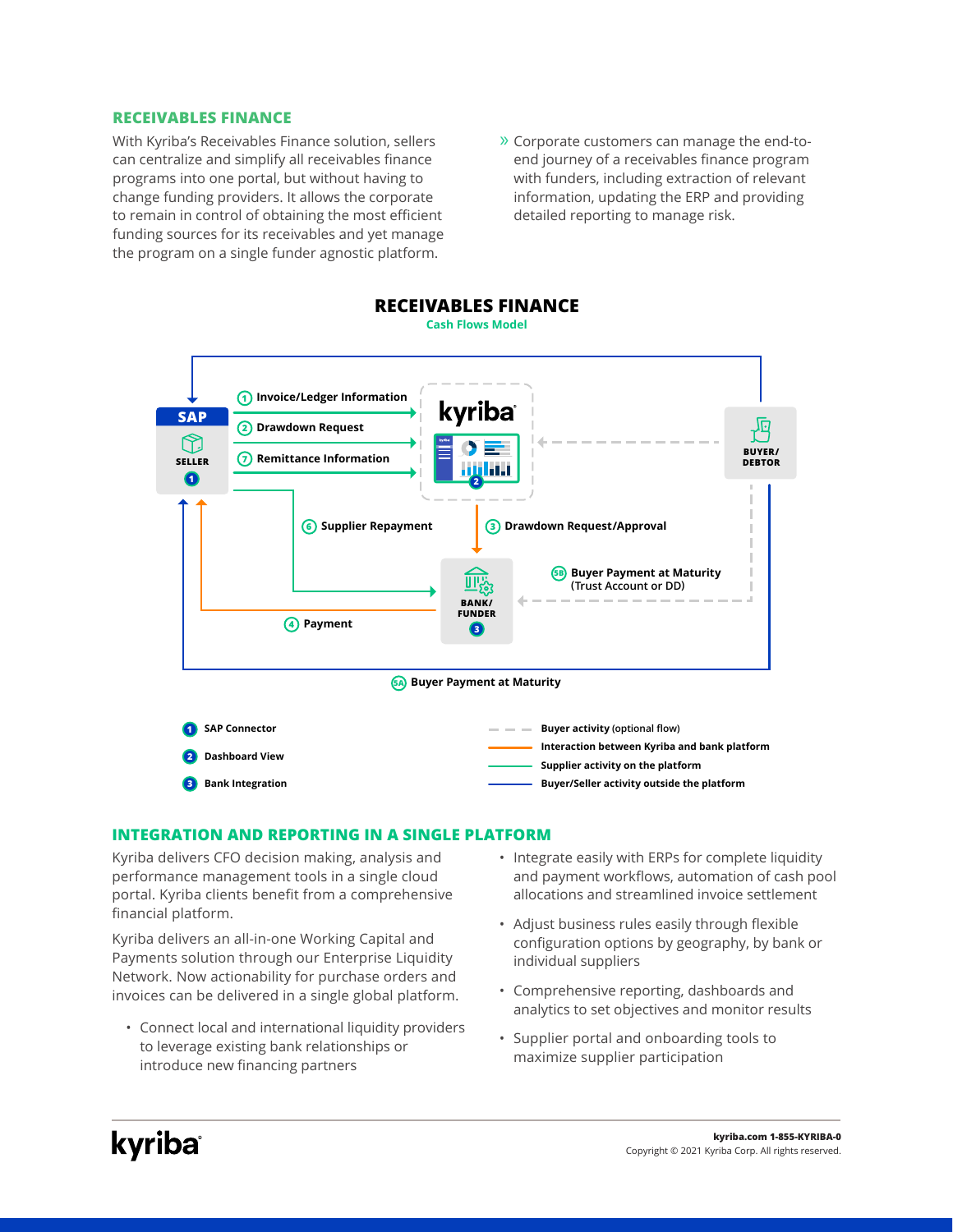## RECEIVABLES FINANCE

With Kyriba's Receivables Finance solution, sellers can centralize and simplify all receivables finance programs into one portal, but without having to change funding providers. It allows the corporate to remain in control of obtaining the most efficient funding sources for its receivables and yet manage the program on a single funder agnostic platform.

» Corporate customers can manage the end-to-end journey of a receivables finance program with funders, including extraction of relevant information, updating the ERP and providing detailed reporting to manage risk.

**RECEIVABLES FINANCE**

Cash Flows Model

SAP

SELLER

1

kyriba

2

BUYER/
DEBTOR

BANK/
FUNDER

3

1 Invoice/Ledger Information

2 Drawdown Request

7 Remittance Information

6 Supplier Repayment

3 Drawdown Request/Approval

5B Buyer Payment at Maturity (Trust Account or DD)

4 Payment

5A Buyer Payment at Maturity

1 SAP Connector

2 Dashboard View

3 Bank Integration

Buyer activity (optional flow)

Interaction between Kyriba and bank platform

Supplier activity on the platform

Buyer/Seller activity outside the platform

## INTEGRATION AND REPORTING IN A SINGLE PLATFORM

Kyriba delivers CFO decision making, analysis and performance management tools in a single cloud portal. Kyriba clients benefit from a comprehensive financial platform.

Kyriba delivers an all-in-one Working Capital and Payments solution through our Enterprise Liquidity Network. Now actionability for purchase orders and invoices can be delivered in a single global platform.

- Connect local and international liquidity providers to leverage existing bank relationships or introduce new financing partners
- Integrate easily with ERPs for complete liquidity and payment workflows, automation of cash pool allocations and streamlined invoice settlement
- Adjust business rules easily through flexible configuration options by geography, by bank or individual suppliers
- Comprehensive reporting, dashboards and analytics to set objectives and monitor results
- Supplier portal and onboarding tools to maximize supplier participation

kyriba

**kyriba.com 1-855-KYRIBA-0**

Copyright © 2021 Kyriba Corp. All rights reserved.